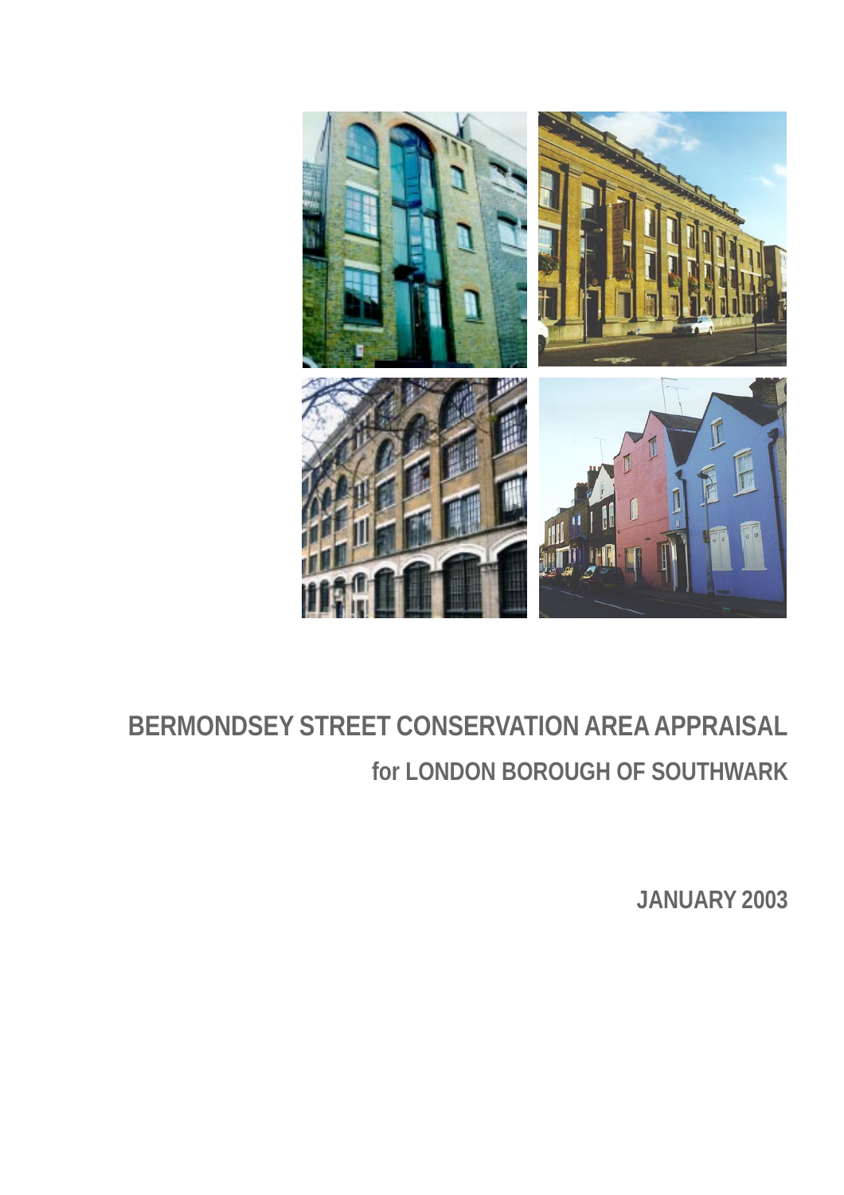# BERMONDSEY STREET CONSERVATION AREA APPRAISAL

## for LONDON BOROUGH OF SOUTHWARK

**JANUARY 2003**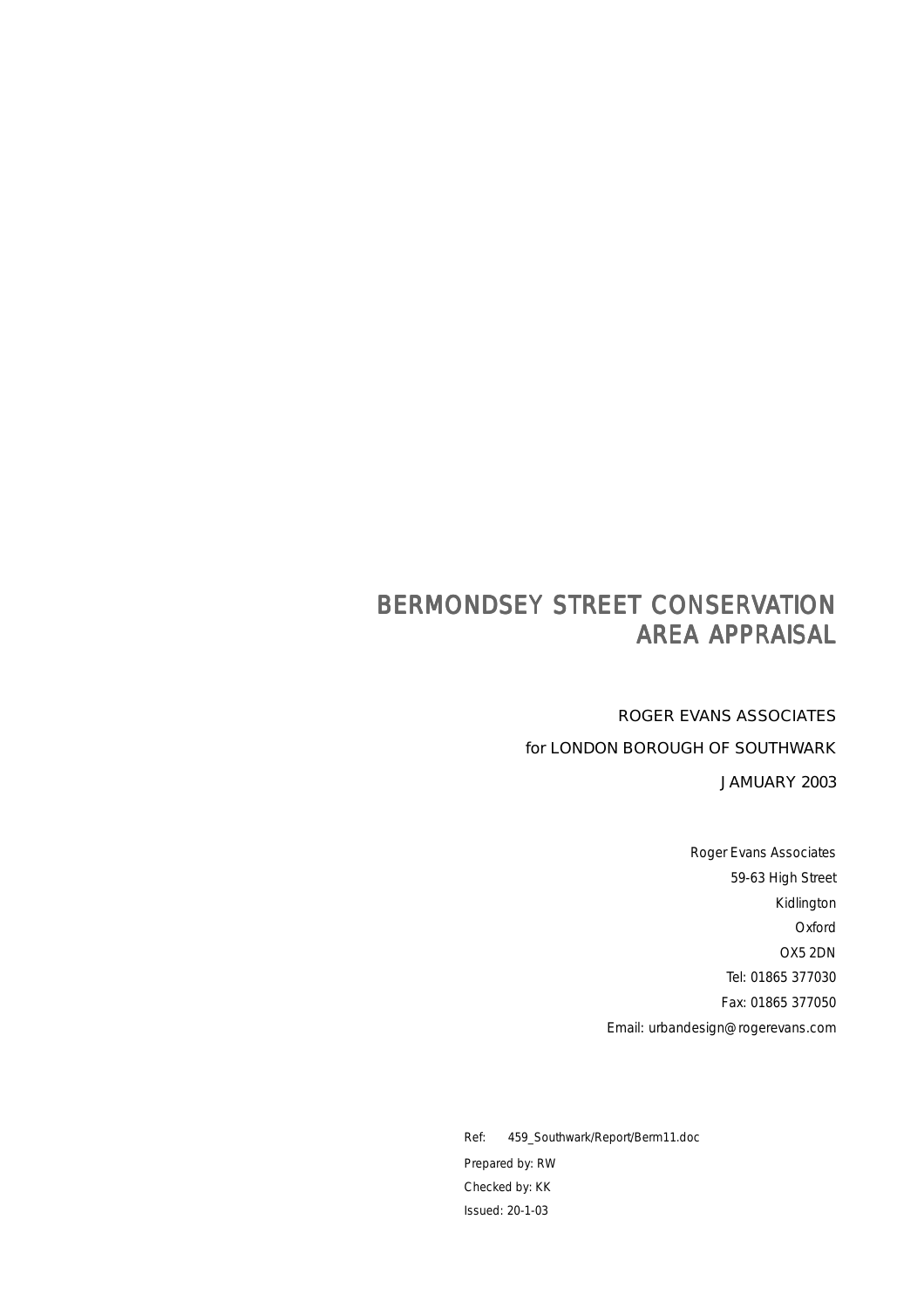# BERMONDSEY STREET CONSERVATION AREA APPRAISAL

ROGER EVANS ASSOCIATES

for LONDON BOROUGH OF SOUTHWARK

JAMUARY 2003

Roger Evans Associates
59-63 High Street
Kidlington
Oxford
OX5 2DN
Tel: 01865 377030
Fax: 01865 377050
Email: urbandesign@rogerevans.com

Ref: 459_Southwark/Report/Berm11.doc
Prepared by: RW
Checked by: KK
Issued: 20-1-03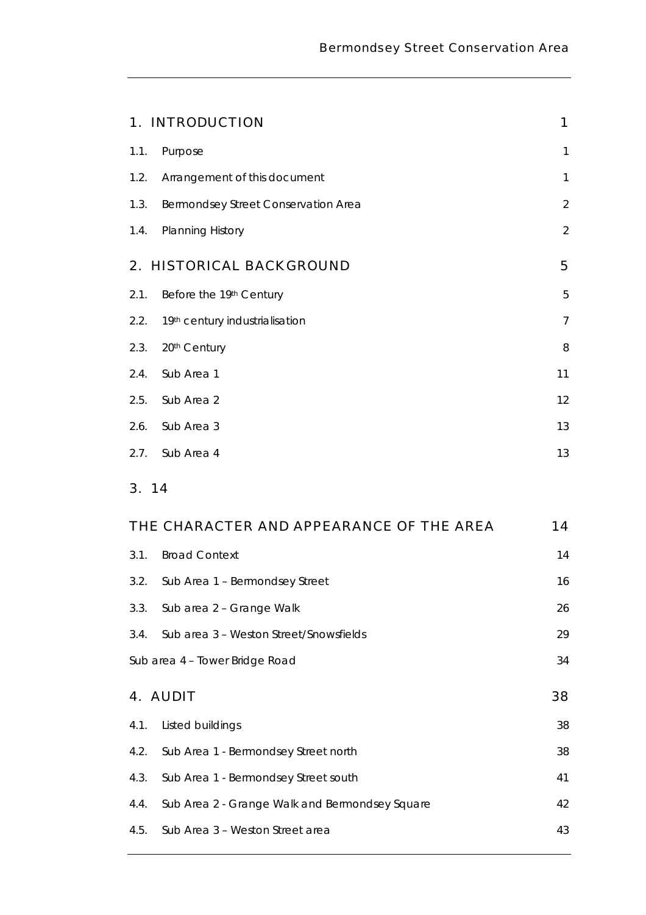| | | |
|---|---|---|
| 1. | INTRODUCTION | 1 |
| 1.1. | Purpose | 1 |
| 1.2. | Arrangement of this document | 1 |
| 1.3. | Bermondsey Street Conservation Area | 2 |
| 1.4. | Planning History | 2 |
| 2. | HISTORICAL BACKGROUND | 5 |
| 2.1. | Before the 19th Century | 5 |
| 2.2. | 19th century industrialisation | 7 |
| 2.3. | 20th Century | 8 |
| 2.4. | Sub Area 1 | 11 |
| 2.5. | Sub Area 2 | 12 |
| 2.6. | Sub Area 3 | 13 |
| 2.7. | Sub Area 4 | 13 |
| 3. | 14 | |
| | THE CHARACTER AND APPEARANCE OF THE AREA | 14 |
| 3.1. | Broad Context | 14 |
| 3.2. | Sub Area 1 – Bermondsey Street | 16 |
| 3.3. | Sub area 2 – Grange Walk | 26 |
| 3.4. | Sub area 3 – Weston Street/Snowsfields | 29 |
| | Sub area 4 – Tower Bridge Road | 34 |
| 4. | AUDIT | 38 |
| 4.1. | Listed buildings | 38 |
| 4.2. | Sub Area 1 - Bermondsey Street north | 38 |
| 4.3. | Sub Area 1 - Bermondsey Street south | 41 |
| 4.4. | Sub Area 2 - Grange Walk and Bermondsey Square | 42 |
| 4.5. | Sub Area 3 – Weston Street area | 43 |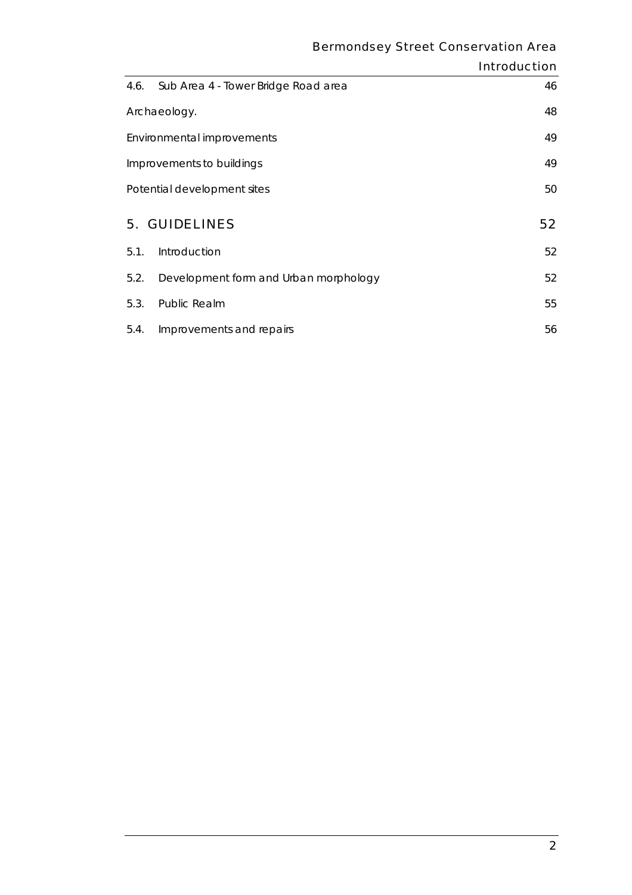| | | |
|---|---|---|
| 4.6. | Sub Area 4 - Tower Bridge Road area | 46 |
| Archaeology. | | 48 |
| Environmental improvements | | 49 |
| Improvements to buildings | | 49 |
| Potential development sites | | 50 |

## 5. GUIDELINES 52

| | | |
|---|---|---|
| 5.1. | Introduction | 52 |
| 5.2. | Development form and Urban morphology | 52 |
| 5.3. | Public Realm | 55 |
| 5.4. | Improvements and repairs | 56 |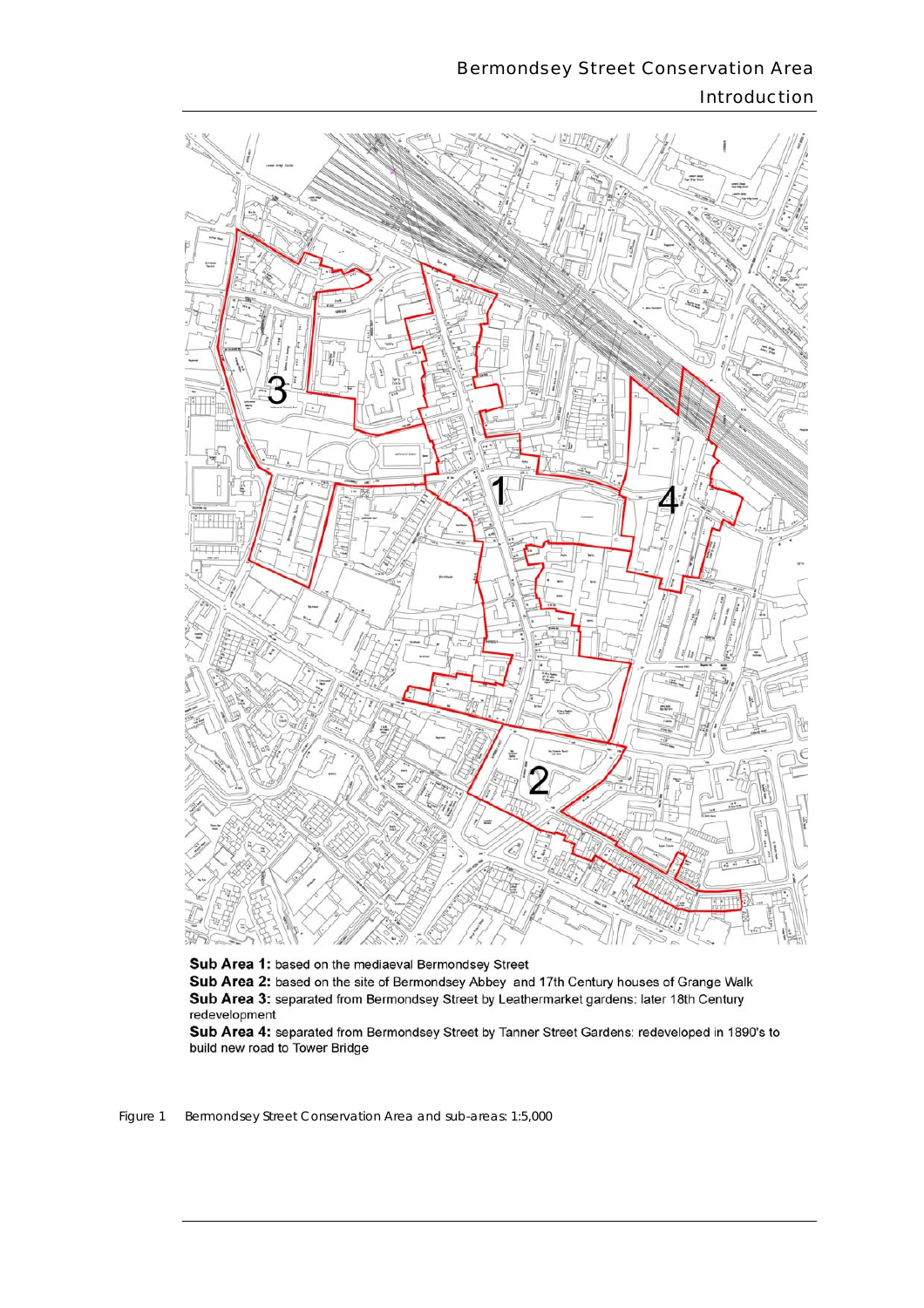**Sub Area 1:** based on the mediaeval Bermondsey Street
**Sub Area 2:** based on the site of Bermondsey Abbey and 17th Century houses of Grange Walk
**Sub Area 3:** separated from Bermondsey Street by Leathermarket gardens: later 18th Century redevelopment
**Sub Area 4:** separated from Bermondsey Street by Tanner Street Gardens: redeveloped in 1890's to build new road to Tower Bridge

Figure 1 Bermondsey Street Conservation Area and sub-areas: 1:5,000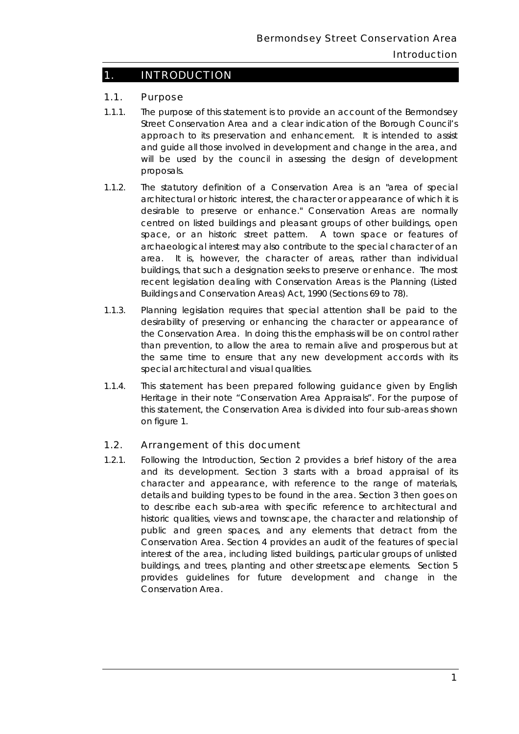# 1. INTRODUCTION

## 1.1. Purpose

1.1.1. The purpose of this statement is to provide an account of the Bermondsey Street Conservation Area and a clear indication of the Borough Council's approach to its preservation and enhancement. It is intended to assist and guide all those involved in development and change in the area, and will be used by the council in assessing the design of development proposals.

1.1.2. The statutory definition of a Conservation Area is an "area of special architectural or historic interest, the character or appearance of which it is desirable to preserve or enhance." Conservation Areas are normally centred on listed buildings and pleasant groups of other buildings, open space, or an historic street pattern. A town space or features of archaeological interest may also contribute to the special character of an area. It is, however, the character of areas, rather than individual buildings, that such a designation seeks to preserve or enhance. The most recent legislation dealing with Conservation Areas is the Planning (Listed Buildings and Conservation Areas) Act, 1990 (Sections 69 to 78).

1.1.3. Planning legislation requires that special attention shall be paid to the desirability of preserving or enhancing the character or appearance of the Conservation Area. In doing this the emphasis will be on control rather than prevention, to allow the area to remain alive and prosperous but at the same time to ensure that any new development accords with its special architectural and visual qualities.

1.1.4. This statement has been prepared following guidance given by English Heritage in their note "Conservation Area Appraisals". For the purpose of this statement, the Conservation Area is divided into four sub-areas shown on figure 1.

## 1.2. Arrangement of this document

1.2.1. Following the Introduction, Section 2 provides a brief history of the area and its development. Section 3 starts with a broad appraisal of its character and appearance, with reference to the range of materials, details and building types to be found in the area. Section 3 then goes on to describe each sub-area with specific reference to architectural and historic qualities, views and townscape, the character and relationship of public and green spaces, and any elements that detract from the Conservation Area. Section 4 provides an audit of the features of special interest of the area, including listed buildings, particular groups of unlisted buildings, and trees, planting and other streetscape elements. Section 5 provides guidelines for future development and change in the Conservation Area.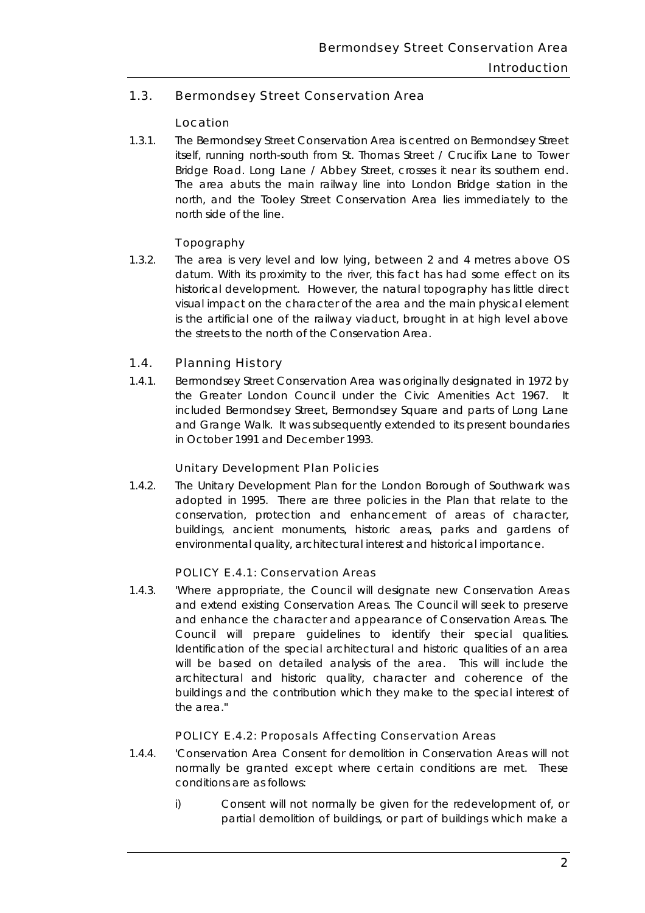## 1.3. Bermondsey Street Conservation Area

### Location

1.3.1. The Bermondsey Street Conservation Area is centred on Bermondsey Street itself, running north-south from St. Thomas Street / Crucifix Lane to Tower Bridge Road. Long Lane / Abbey Street, crosses it near its southern end. The area abuts the main railway line into London Bridge station in the north, and the Tooley Street Conservation Area lies immediately to the north side of the line.

### Topography

1.3.2. The area is very level and low lying, between 2 and 4 metres above OS datum. With its proximity to the river, this fact has had some effect on its historical development. However, the natural topography has little direct visual impact on the character of the area and the main physical element is the artificial one of the railway viaduct, brought in at high level above the streets to the north of the Conservation Area.

## 1.4. Planning History

1.4.1. Bermondsey Street Conservation Area was originally designated in 1972 by the Greater London Council under the Civic Amenities Act 1967. It included Bermondsey Street, Bermondsey Square and parts of Long Lane and Grange Walk. It was subsequently extended to its present boundaries in October 1991 and December 1993.

### Unitary Development Plan Policies

1.4.2. The Unitary Development Plan for the London Borough of Southwark was adopted in 1995. There are three policies in the Plan that relate to the conservation, protection and enhancement of areas of character, buildings, ancient monuments, historic areas, parks and gardens of environmental quality, architectural interest and historical importance.

### POLICY E.4.1: Conservation Areas

1.4.3. 'Where appropriate, the Council will designate new Conservation Areas and extend existing Conservation Areas. The Council will seek to preserve and enhance the character and appearance of Conservation Areas. The Council will prepare guidelines to identify their special qualities. Identification of the special architectural and historic qualities of an area will be based on detailed analysis of the area. This will include the architectural and historic quality, character and coherence of the buildings and the contribution which they make to the special interest of the area."

### POLICY E.4.2: Proposals Affecting Conservation Areas

1.4.4. 'Conservation Area Consent for demolition in Conservation Areas will not normally be granted except where certain conditions are met. These conditions are as follows:

i) Consent will not normally be given for the redevelopment of, or partial demolition of buildings, or part of buildings which make a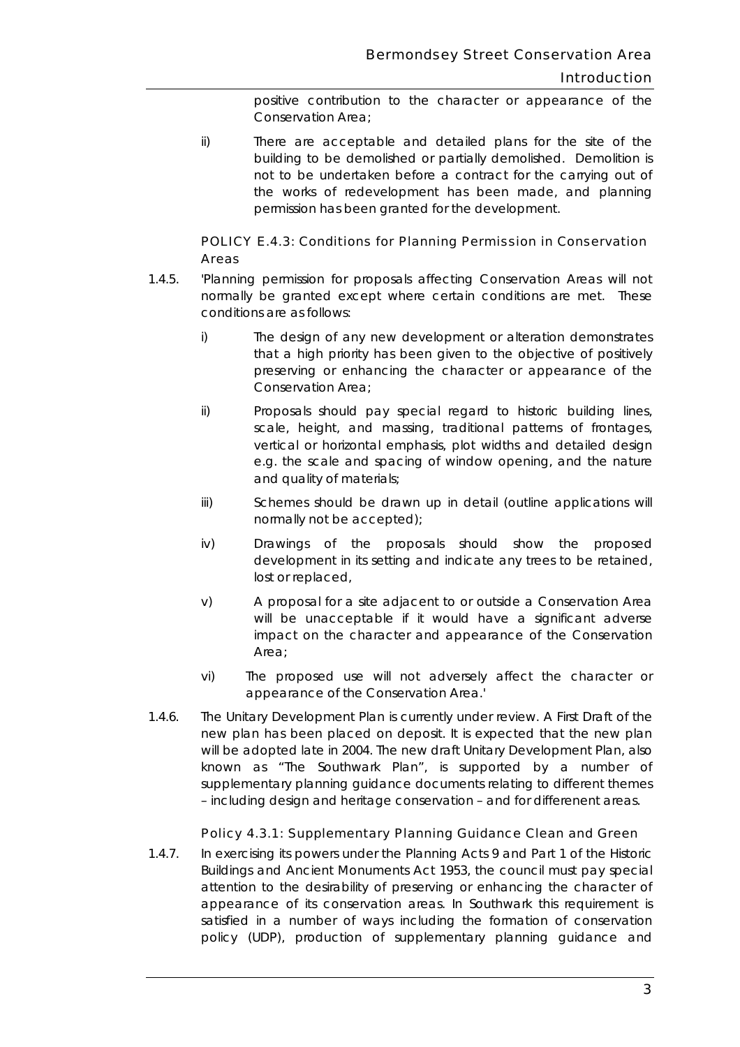positive contribution to the character or appearance of the Conservation Area;

ii) There are acceptable and detailed plans for the site of the building to be demolished or partially demolished. Demolition is not to be undertaken before a contract for the carrying out of the works of redevelopment has been made, and planning permission has been granted for the development.

POLICY E.4.3: Conditions for Planning Permission in Conservation Areas

1.4.5. 'Planning permission for proposals affecting Conservation Areas will not normally be granted except where certain conditions are met. These conditions are as follows:

i) The design of any new development or alteration demonstrates that a high priority has been given to the objective of positively preserving or enhancing the character or appearance of the Conservation Area;

ii) Proposals should pay special regard to historic building lines, scale, height, and massing, traditional patterns of frontages, vertical or horizontal emphasis, plot widths and detailed design e.g. the scale and spacing of window opening, and the nature and quality of materials;

iii) Schemes should be drawn up in detail (outline applications will normally not be accepted);

iv) Drawings of the proposals should show the proposed development in its setting and indicate any trees to be retained, lost or replaced,

v) A proposal for a site adjacent to or outside a Conservation Area will be unacceptable if it would have a significant adverse impact on the character and appearance of the Conservation Area;

vi) The proposed use will not adversely affect the character or appearance of the Conservation Area.'

1.4.6. The Unitary Development Plan is currently under review. A First Draft of the new plan has been placed on deposit. It is expected that the new plan will be adopted late in 2004. The new draft Unitary Development Plan, also known as "The Southwark Plan", is supported by a number of supplementary planning guidance documents relating to different themes – including design and heritage conservation – and for differenent areas.

Policy 4.3.1: Supplementary Planning Guidance Clean and Green

1.4.7. In exercising its powers under the Planning Acts 9 and Part 1 of the Historic Buildings and Ancient Monuments Act 1953, the council must pay special attention to the desirability of preserving or enhancing the character of appearance of its conservation areas. In Southwark this requirement is satisfied in a number of ways including the formation of conservation policy (UDP), production of supplementary planning guidance and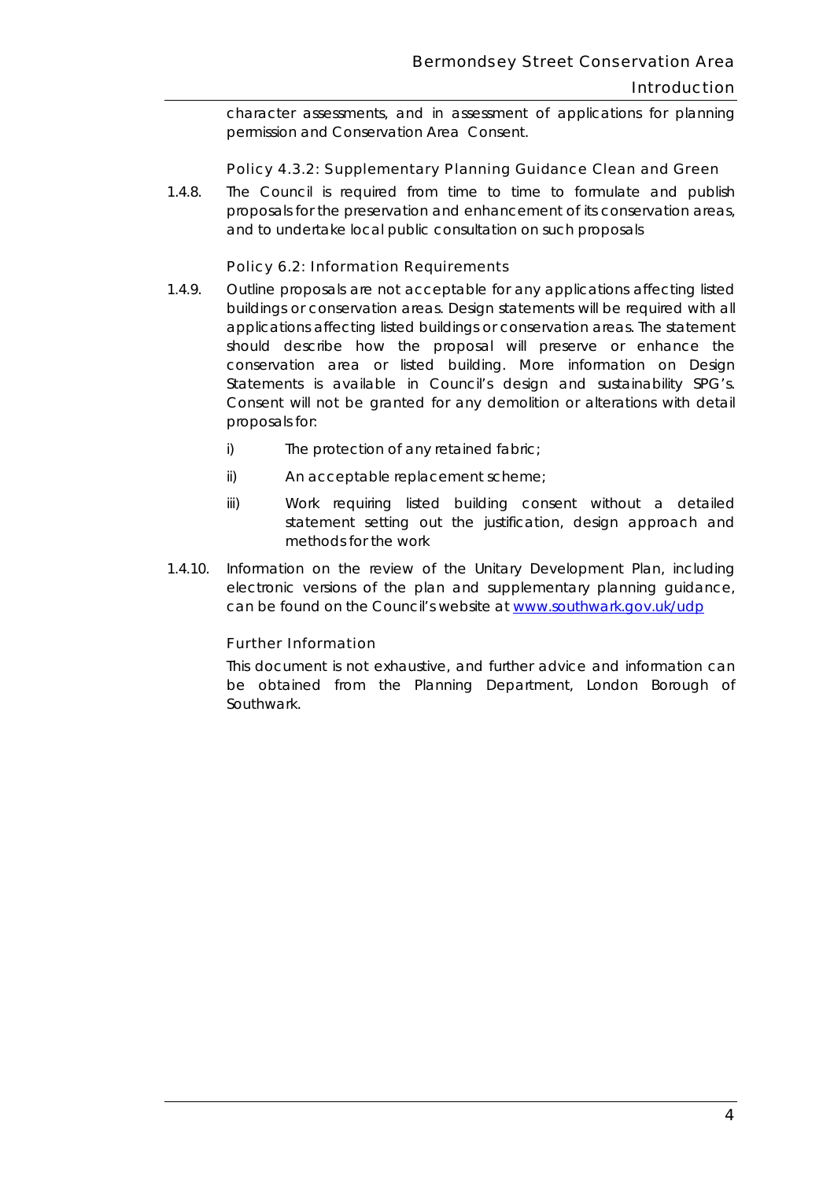character assessments, and in assessment of applications for planning permission and Conservation Area Consent.

### Policy 4.3.2: Supplementary Planning Guidance Clean and Green

1.4.8. The Council is required from time to time to formulate and publish proposals for the preservation and enhancement of its conservation areas, and to undertake local public consultation on such proposals

### Policy 6.2: Information Requirements

1.4.9. Outline proposals are not acceptable for any applications affecting listed buildings or conservation areas. Design statements will be required with all applications affecting listed buildings or conservation areas. The statement should describe how the proposal will preserve or enhance the conservation area or listed building. More information on Design Statements is available in Council's design and sustainability SPG's. Consent will not be granted for any demolition or alterations with detail proposals for:

- i) The protection of any retained fabric;
- ii) An acceptable replacement scheme;
- iii) Work requiring listed building consent without a detailed statement setting out the justification, design approach and methods for the work

1.4.10. Information on the review of the Unitary Development Plan, including electronic versions of the plan and supplementary planning guidance, can be found on the Council's website at [www.southwark.gov.uk/udp](www.southwark.gov.uk/udp)

### Further Information

This document is not exhaustive, and further advice and information can be obtained from the Planning Department, London Borough of Southwark.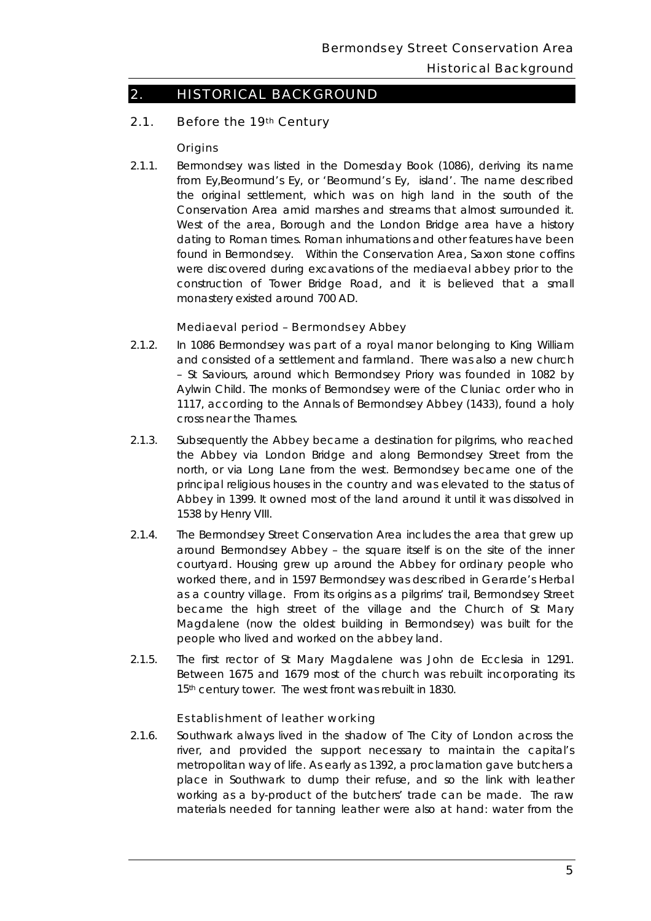## 2. HISTORICAL BACKGROUND

### 2.1. Before the 19th Century

#### Origins

2.1.1. Bermondsey was listed in the Domesday Book (1086), deriving its name from Ey,Beormund's Ey, or 'Beormund's Ey, island'. The name described the original settlement, which was on high land in the south of the Conservation Area amid marshes and streams that almost surrounded it. West of the area, Borough and the London Bridge area have a history dating to Roman times. Roman inhumations and other features have been found in Bermondsey. Within the Conservation Area, Saxon stone coffins were discovered during excavations of the mediaeval abbey prior to the construction of Tower Bridge Road, and it is believed that a small monastery existed around 700 AD.

#### Mediaeval period – Bermondsey Abbey

2.1.2. In 1086 Bermondsey was part of a royal manor belonging to King William and consisted of a settlement and farmland. There was also a new church – St Saviours, around which Bermondsey Priory was founded in 1082 by Aylwin Child. The monks of Bermondsey were of the Cluniac order who in 1117, according to the Annals of Bermondsey Abbey (1433), found a holy cross near the Thames.

2.1.3. Subsequently the Abbey became a destination for pilgrims, who reached the Abbey via London Bridge and along Bermondsey Street from the north, or via Long Lane from the west. Bermondsey became one of the principal religious houses in the country and was elevated to the status of Abbey in 1399. It owned most of the land around it until it was dissolved in 1538 by Henry VIII.

2.1.4. The Bermondsey Street Conservation Area includes the area that grew up around Bermondsey Abbey – the square itself is on the site of the inner courtyard. Housing grew up around the Abbey for ordinary people who worked there, and in 1597 Bermondsey was described in Gerarde's Herbal as a country village. From its origins as a pilgrims' trail, Bermondsey Street became the high street of the village and the Church of St Mary Magdalene (now the oldest building in Bermondsey) was built for the people who lived and worked on the abbey land.

2.1.5. The first rector of St Mary Magdalene was John de Ecclesia in 1291. Between 1675 and 1679 most of the church was rebuilt incorporating its 15th century tower. The west front was rebuilt in 1830.

#### Establishment of leather working

2.1.6. Southwark always lived in the shadow of The City of London across the river, and provided the support necessary to maintain the capital's metropolitan way of life. As early as 1392, a proclamation gave butchers a place in Southwark to dump their refuse, and so the link with leather working as a by-product of the butchers' trade can be made. The raw materials needed for tanning leather were also at hand: water from the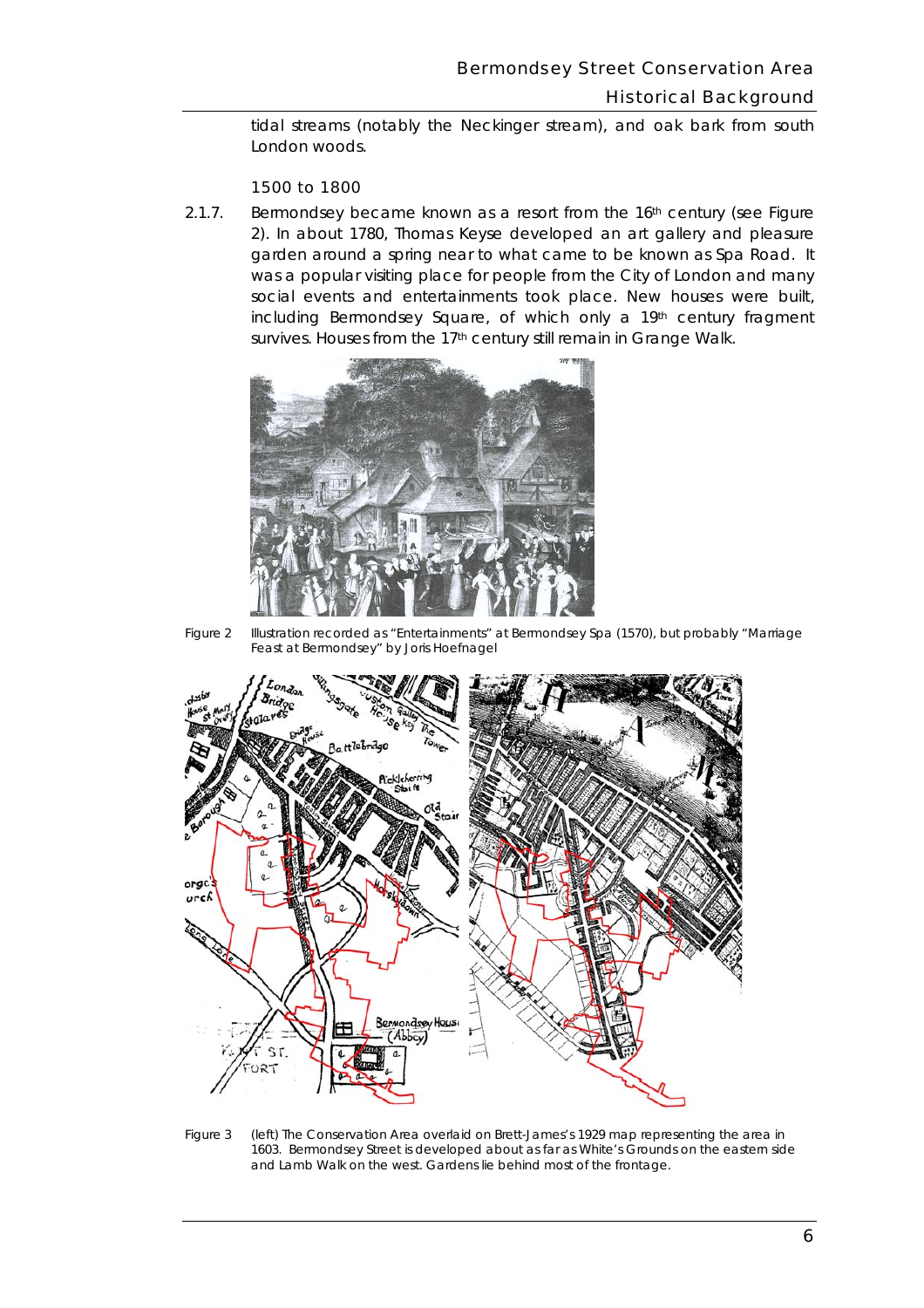tidal streams (notably the Neckinger stream), and oak bark from south London woods.

### 1500 to 1800

2.1.7. Bermondsey became known as a resort from the 16th century (see Figure 2). In about 1780, Thomas Keyse developed an art gallery and pleasure garden around a spring near to what came to be known as Spa Road. It was a popular visiting place for people from the City of London and many social events and entertainments took place. New houses were built, including Bermondsey Square, of which only a 19th century fragment survives. Houses from the 17th century still remain in Grange Walk.

Figure 2 Illustration recorded as "Entertainments" at Bermondsey Spa (1570), but probably "Marriage Feast at Bermondsey" by Joris Hoefnagel

Figure 3 (left) The Conservation Area overlaid on Brett-James's 1929 map representing the area in 1603. Bermondsey Street is developed about as far as White's Grounds on the eastern side and Lamb Walk on the west. Gardens lie behind most of the frontage.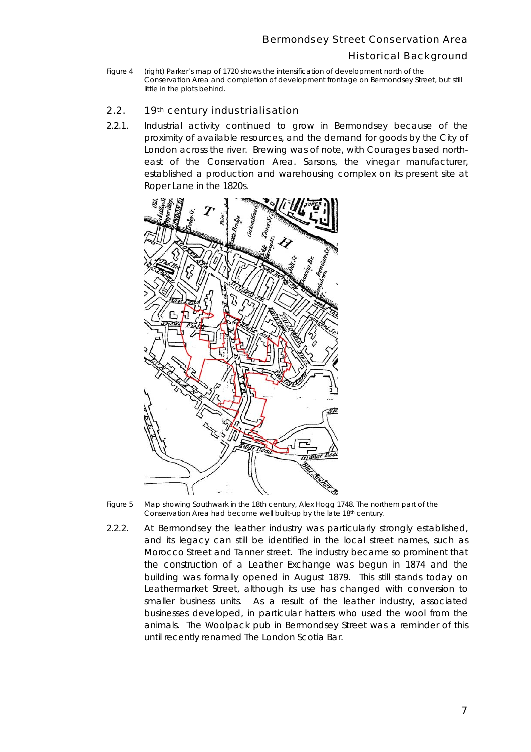Figure 4 (right) Parker's map of 1720 shows the intensification of development north of the Conservation Area and completion of development frontage on Bermondsey Street, but still little in the plots behind.

## 2.2. 19th century industrialisation

2.2.1. Industrial activity continued to grow in Bermondsey because of the proximity of available resources, and the demand for goods by the City of London across the river. Brewing was of note, with Courages based north-east of the Conservation Area. Sarsons, the vinegar manufacturer, established a production and warehousing complex on its present site at Roper Lane in the 1820s.

Figure 5 Map showing Southwark in the 18th century, Alex Hogg 1748. The northern part of the Conservation Area had become well built-up by the late 18th century.

2.2.2. At Bermondsey the leather industry was particularly strongly established, and its legacy can still be identified in the local street names, such as Morocco Street and Tanner street. The industry became so prominent that the construction of a Leather Exchange was begun in 1874 and the building was formally opened in August 1879. This still stands today on Leathermarket Street, although its use has changed with conversion to smaller business units. As a result of the leather industry, associated businesses developed, in particular hatters who used the wool from the animals. The Woolpack pub in Bermondsey Street was a reminder of this until recently renamed The London Scotia Bar.